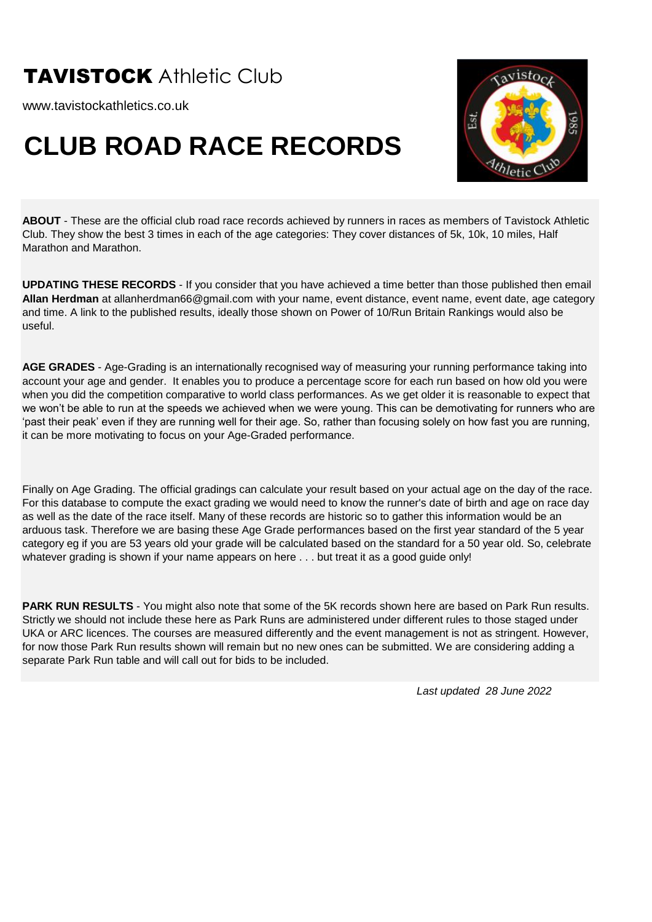# **TAVISTOCK** Athletic Club

www.tavistockathletics.co.uk

# CLUB ROAD RACE RECORDS

**ABOUT** - These are the official club road race records achieved by runners in races as members of Tavistock Athletic Club. They show the best 3 times in each of the age categories: They cover distances of 5k, 10k, 10 miles, Half Marathon and Marathon.

**UPDATING THESE RECORDS** - If you consider that you have achieved a time better than those published then email **Allan Herdman** at allanherdman66@gmail.com with your name, event distance, event name, event date, age category and time. A link to the published results, ideally those shown on Power of 10/Run Britain Rankings would also be useful.

**AGE GRADES** - Age-Grading is an internationally recognised way of measuring your running performance taking into account your age and gender. It enables you to produce a percentage score for each run based on how old you were when you did the competition comparative to world class performances. As we get older it is reasonable to expect that we won't be able to run at the speeds we achieved when we were young. This can be demotivating for runners who are 'past their peak' even if they are running well for their age. So, rather than focusing solely on how fast you are running, it can be more motivating to focus on your Age-Graded performance.

Finally on Age Grading. The official gradings can calculate your result based on your actual age on the day of the race. For this database to compute the exact grading we would need to know the runner's date of birth and age on race day as well as the date of the race itself. Many of these records are historic so to gather this information would be an arduous task. Therefore we are basing these Age Grade performances based on the first year standard of the 5 year category eg if you are 53 years old your grade will be calculated based on the standard for a 50 year old. So, celebrate whatever grading is shown if your name appears on here . . . but treat it as a good guide only!

**PARK RUN RESULTS** - You might also note that some of the 5K records shown here are based on Park Run results. Strictly we should not include these here as Park Runs are administered under different rules to those staged under UKA or ARC licences. The courses are measured differently and the event management is not as stringent. However, for now those Park Run results shown will remain but no new ones can be submitted. We are considering adding a separate Park Run table and will call out for bids to be included.

*Last updated 28 June 2022*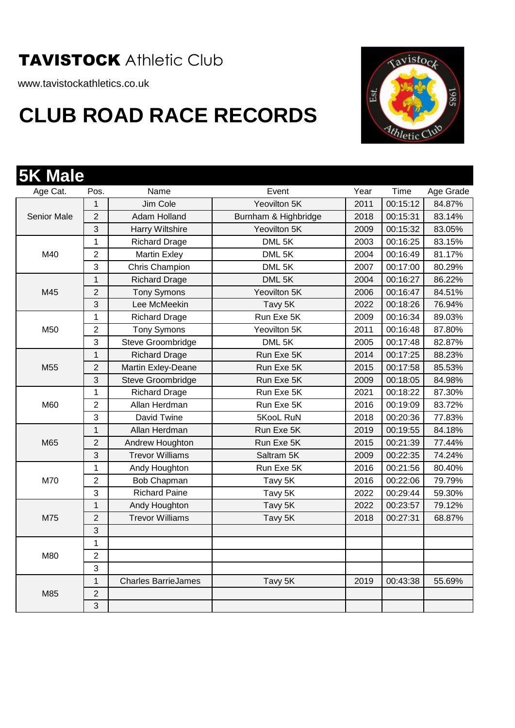**TAVISTOCK** Athletic Club

www.tavistockathletics.co.uk

# CLUB ROAD RACE RECORDS

## 5K Male

| Age Cat. | Pos. | Name | Event | Year | Time | Age Grade |
|---|---|---|---|---|---|---|
| Senior Male | 1 | Jim Cole | Yeovilton 5K | 2011 | 00:15:12 | 84.87% |
| | 2 | Adam Holland | Burnham & Highbridge | 2018 | 00:15:31 | 83.14% |
| | 3 | Harry Wiltshire | Yeovilton 5K | 2009 | 00:15:32 | 83.05% |
| M40 | 1 | Richard Drage | DML 5K | 2003 | 00:16:25 | 83.15% |
| | 2 | Martin Exley | DML 5K | 2004 | 00:16:49 | 81.17% |
| | 3 | Chris Champion | DML 5K | 2007 | 00:17:00 | 80.29% |
| M45 | 1 | Richard Drage | DML 5K | 2004 | 00:16:27 | 86.22% |
| | 2 | Tony Symons | Yeovilton 5K | 2006 | 00:16:47 | 84.51% |
| | 3 | Lee McMeekin | Tavy 5K | 2022 | 00:18:26 | 76.94% |
| M50 | 1 | Richard Drage | Run Exe 5K | 2009 | 00:16:34 | 89.03% |
| | 2 | Tony Symons | Yeovilton 5K | 2011 | 00:16:48 | 87.80% |
| | 3 | Steve Groombridge | DML 5K | 2005 | 00:17:48 | 82.87% |
| M55 | 1 | Richard Drage | Run Exe 5K | 2014 | 00:17:25 | 88.23% |
| | 2 | Martin Exley-Deane | Run Exe 5K | 2015 | 00:17:58 | 85.53% |
| | 3 | Steve Groombridge | Run Exe 5K | 2009 | 00:18:05 | 84.98% |
| M60 | 1 | Richard Drage | Run Exe 5K | 2021 | 00:18:22 | 87.30% |
| | 2 | Allan Herdman | Run Exe 5K | 2016 | 00:19:09 | 83.72% |
| | 3 | David Twine | 5KooL RuN | 2018 | 00:20:36 | 77.83% |
| M65 | 1 | Allan Herdman | Run Exe 5K | 2019 | 00:19:55 | 84.18% |
| | 2 | Andrew Houghton | Run Exe 5K | 2015 | 00:21:39 | 77.44% |
| | 3 | Trevor Williams | Saltram 5K | 2009 | 00:22:35 | 74.24% |
| M70 | 1 | Andy Houghton | Run Exe 5K | 2016 | 00:21:56 | 80.40% |
| | 2 | Bob Chapman | Tavy 5K | 2016 | 00:22:06 | 79.79% |
| | 3 | Richard Paine | Tavy 5K | 2022 | 00:29:44 | 59.30% |
| M75 | 1 | Andy Houghton | Tavy 5K | 2022 | 00:23:57 | 79.12% |
| | 2 | Trevor Williams | Tavy 5K | 2018 | 00:27:31 | 68.87% |
| | 3 | | | | | |
| M80 | 1 | | | | | |
| | 2 | | | | | |
| | 3 | | | | | |
| M85 | 1 | Charles BarrieJames | Tavy 5K | 2019 | 00:43:38 | 55.69% |
| | 2 | | | | | |
| | 3 | | | | | |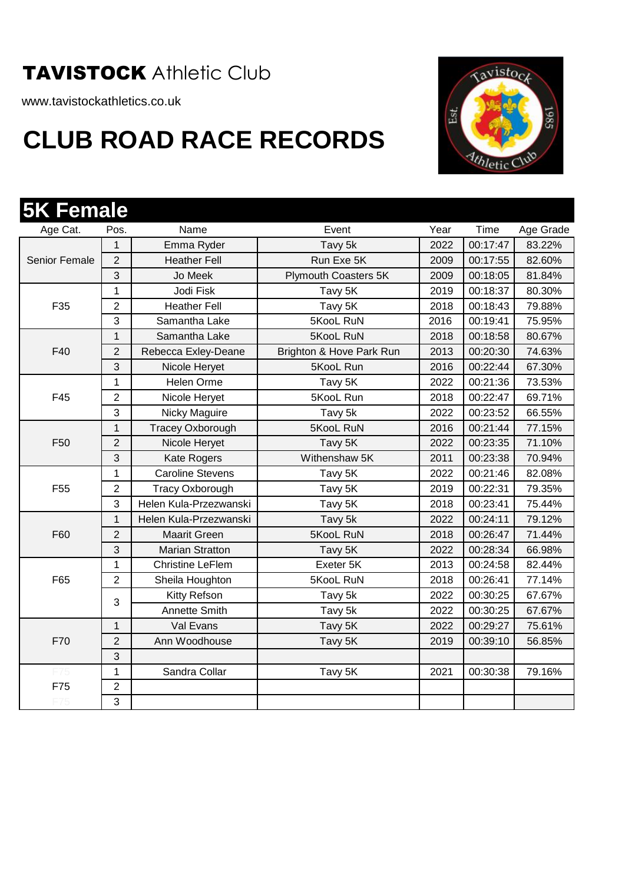**TAVISTOCK** Athletic Club

www.tavistockathletics.co.uk

# CLUB ROAD RACE RECORDS

## 5K Female

| Age Cat. | Pos. | Name | Event | Year | Time | Age Grade |
|---|---|---|---|---|---|---|
| Senior Female | 1 | Emma Ryder | Tavy 5k | 2022 | 00:17:47 | 83.22% |
| | 2 | Heather Fell | Run Exe 5K | 2009 | 00:17:55 | 82.60% |
| | 3 | Jo Meek | Plymouth Coasters 5K | 2009 | 00:18:05 | 81.84% |
| F35 | 1 | Jodi Fisk | Tavy 5K | 2019 | 00:18:37 | 80.30% |
| | 2 | Heather Fell | Tavy 5K | 2018 | 00:18:43 | 79.88% |
| | 3 | Samantha Lake | 5KooL RuN | 2016 | 00:19:41 | 75.95% |
| F40 | 1 | Samantha Lake | 5KooL RuN | 2018 | 00:18:58 | 80.67% |
| | 2 | Rebecca Exley-Deane | Brighton & Hove Park Run | 2013 | 00:20:30 | 74.63% |
| | 3 | Nicole Heryet | 5KooL Run | 2016 | 00:22:44 | 67.30% |
| F45 | 1 | Helen Orme | Tavy 5K | 2022 | 00:21:36 | 73.53% |
| | 2 | Nicole Heryet | 5KooL Run | 2018 | 00:22:47 | 69.71% |
| | 3 | Nicky Maguire | Tavy 5k | 2022 | 00:23:52 | 66.55% |
| F50 | 1 | Tracey Oxborough | 5KooL RuN | 2016 | 00:21:44 | 77.15% |
| | 2 | Nicole Heryet | Tavy 5K | 2022 | 00:23:35 | 71.10% |
| | 3 | Kate Rogers | Withenshaw 5K | 2011 | 00:23:38 | 70.94% |
| F55 | 1 | Caroline Stevens | Tavy 5K | 2022 | 00:21:46 | 82.08% |
| | 2 | Tracy Oxborough | Tavy 5K | 2019 | 00:22:31 | 79.35% |
| | 3 | Helen Kula-Przezwanski | Tavy 5K | 2018 | 00:23:41 | 75.44% |
| F60 | 1 | Helen Kula-Przezwanski | Tavy 5k | 2022 | 00:24:11 | 79.12% |
| | 2 | Maarit Green | 5KooL RuN | 2018 | 00:26:47 | 71.44% |
| | 3 | Marian Stratton | Tavy 5K | 2022 | 00:28:34 | 66.98% |
| F65 | 1 | Christine LeFlem | Exeter 5K | 2013 | 00:24:58 | 82.44% |
| | 2 | Sheila Houghton | 5KooL RuN | 2018 | 00:26:41 | 77.14% |
| | 3 | Kitty Refson | Tavy 5k | 2022 | 00:30:25 | 67.67% |
| | | Annette Smith | Tavy 5k | 2022 | 00:30:25 | 67.67% |
| F70 | 1 | Val Evans | Tavy 5K | 2022 | 00:29:27 | 75.61% |
| | 2 | Ann Woodhouse | Tavy 5K | 2019 | 00:39:10 | 56.85% |
| | 3 | | | | | |
| F75 | 1 | Sandra Collar | Tavy 5K | 2021 | 00:30:38 | 79.16% |
| | 2 | | | | | |
| | 3 | | | | | |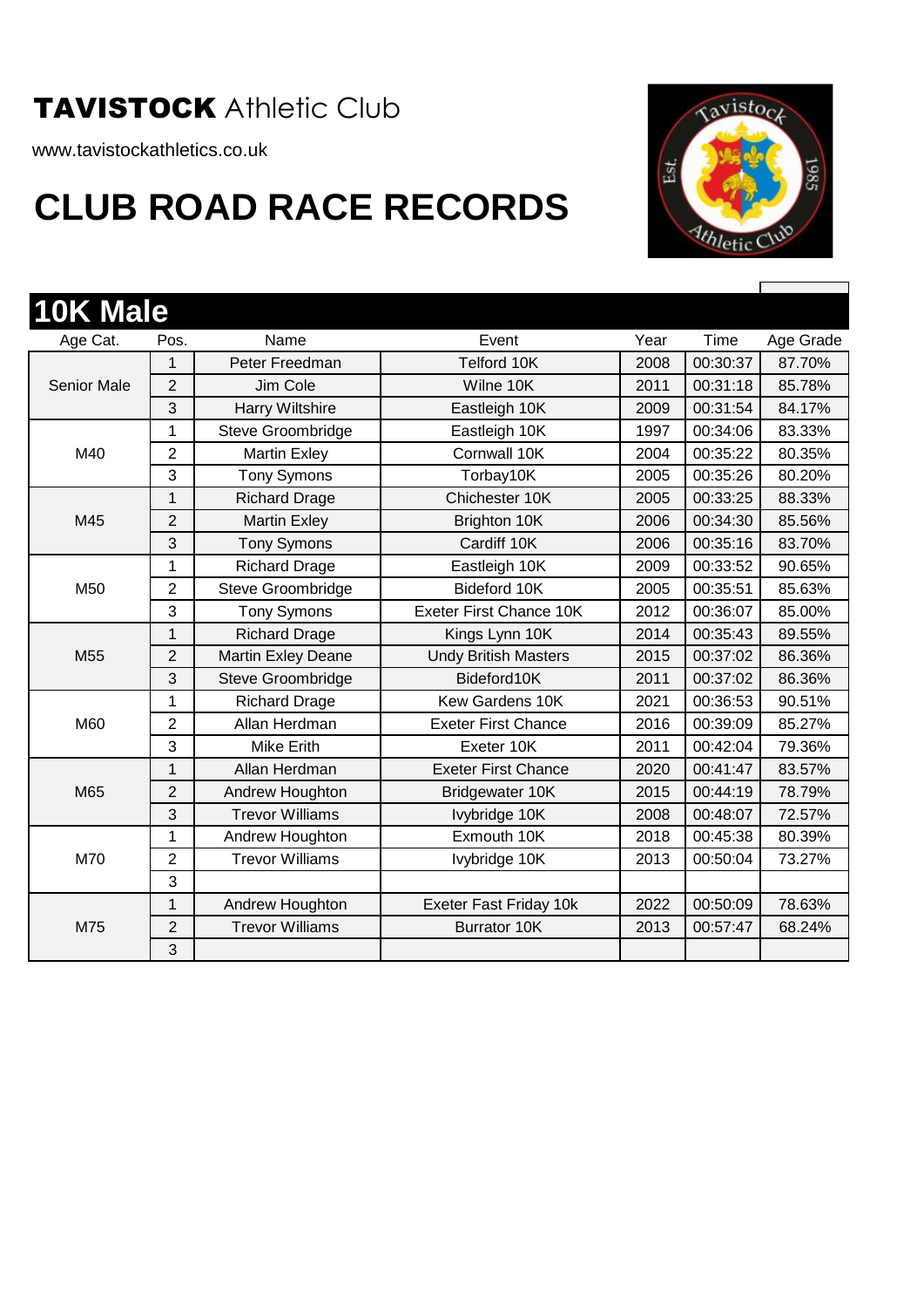# TAVISTOCK Athletic Club

www.tavistockathletics.co.uk

# CLUB ROAD RACE RECORDS

## 10K Male

| Age Cat. | Pos. | Name | Event | Year | Time | Age Grade |
|---|---|---|---|---|---|---|
| Senior Male | 1 | Peter Freedman | Telford 10K | 2008 | 00:30:37 | 87.70% |
| | 2 | Jim Cole | Wilne 10K | 2011 | 00:31:18 | 85.78% |
| | 3 | Harry Wiltshire | Eastleigh 10K | 2009 | 00:31:54 | 84.17% |
| M40 | 1 | Steve Groombridge | Eastleigh 10K | 1997 | 00:34:06 | 83.33% |
| | 2 | Martin Exley | Cornwall 10K | 2004 | 00:35:22 | 80.35% |
| | 3 | Tony Symons | Torbay10K | 2005 | 00:35:26 | 80.20% |
| M45 | 1 | Richard Drage | Chichester 10K | 2005 | 00:33:25 | 88.33% |
| | 2 | Martin Exley | Brighton 10K | 2006 | 00:34:30 | 85.56% |
| | 3 | Tony Symons | Cardiff 10K | 2006 | 00:35:16 | 83.70% |
| M50 | 1 | Richard Drage | Eastleigh 10K | 2009 | 00:33:52 | 90.65% |
| | 2 | Steve Groombridge | Bideford 10K | 2005 | 00:35:51 | 85.63% |
| | 3 | Tony Symons | Exeter First Chance 10K | 2012 | 00:36:07 | 85.00% |
| M55 | 1 | Richard Drage | Kings Lynn 10K | 2014 | 00:35:43 | 89.55% |
| | 2 | Martin Exley Deane | Undy British Masters | 2015 | 00:37:02 | 86.36% |
| | 3 | Steve Groombridge | Bideford10K | 2011 | 00:37:02 | 86.36% |
| M60 | 1 | Richard Drage | Kew Gardens 10K | 2021 | 00:36:53 | 90.51% |
| | 2 | Allan Herdman | Exeter First Chance | 2016 | 00:39:09 | 85.27% |
| | 3 | Mike Erith | Exeter 10K | 2011 | 00:42:04 | 79.36% |
| M65 | 1 | Allan Herdman | Exeter First Chance | 2020 | 00:41:47 | 83.57% |
| | 2 | Andrew Houghton | Bridgewater 10K | 2015 | 00:44:19 | 78.79% |
| | 3 | Trevor Williams | Ivybridge 10K | 2008 | 00:48:07 | 72.57% |
| M70 | 1 | Andrew Houghton | Exmouth 10K | 2018 | 00:45:38 | 80.39% |
| | 2 | Trevor Williams | Ivybridge 10K | 2013 | 00:50:04 | 73.27% |
| | 3 | | | | | |
| M75 | 1 | Andrew Houghton | Exeter Fast Friday 10k | 2022 | 00:50:09 | 78.63% |
| | 2 | Trevor Williams | Burrator 10K | 2013 | 00:57:47 | 68.24% |
| | 3 | | | | | |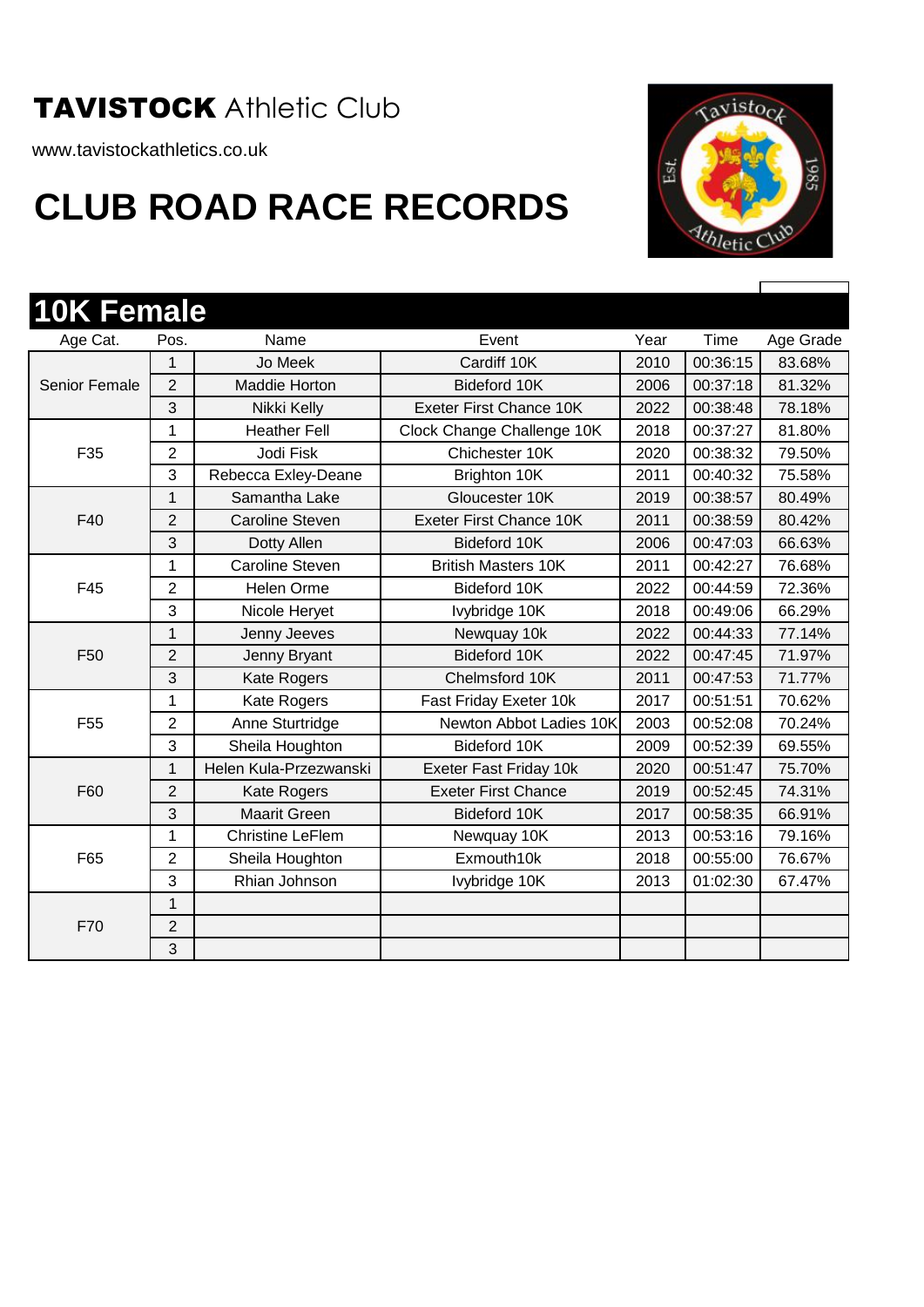# **TAVISTOCK** Athletic Club

www.tavistockathletics.co.uk

# CLUB ROAD RACE RECORDS

## 10K Female

| Age Cat. | Pos. | Name | Event | Year | Time | Age Grade |
|---|---|---|---|---|---|---|
| Senior Female | 1 | Jo Meek | Cardiff 10K | 2010 | 00:36:15 | 83.68% |
| | 2 | Maddie Horton | Bideford 10K | 2006 | 00:37:18 | 81.32% |
| | 3 | Nikki Kelly | Exeter First Chance 10K | 2022 | 00:38:48 | 78.18% |
| F35 | 1 | Heather Fell | Clock Change Challenge 10K | 2018 | 00:37:27 | 81.80% |
| | 2 | Jodi Fisk | Chichester 10K | 2020 | 00:38:32 | 79.50% |
| | 3 | Rebecca Exley-Deane | Brighton 10K | 2011 | 00:40:32 | 75.58% |
| F40 | 1 | Samantha Lake | Gloucester 10K | 2019 | 00:38:57 | 80.49% |
| | 2 | Caroline Steven | Exeter First Chance 10K | 2011 | 00:38:59 | 80.42% |
| | 3 | Dotty Allen | Bideford 10K | 2006 | 00:47:03 | 66.63% |
| F45 | 1 | Caroline Steven | British Masters 10K | 2011 | 00:42:27 | 76.68% |
| | 2 | Helen Orme | Bideford 10K | 2022 | 00:44:59 | 72.36% |
| | 3 | Nicole Heryet | Ivybridge 10K | 2018 | 00:49:06 | 66.29% |
| F50 | 1 | Jenny Jeeves | Newquay 10k | 2022 | 00:44:33 | 77.14% |
| | 2 | Jenny Bryant | Bideford 10K | 2022 | 00:47:45 | 71.97% |
| | 3 | Kate Rogers | Chelmsford 10K | 2011 | 00:47:53 | 71.77% |
| F55 | 1 | Kate Rogers | Fast Friday Exeter 10k | 2017 | 00:51:51 | 70.62% |
| | 2 | Anne Sturtridge | Newton Abbot Ladies 10K | 2003 | 00:52:08 | 70.24% |
| | 3 | Sheila Houghton | Bideford 10K | 2009 | 00:52:39 | 69.55% |
| F60 | 1 | Helen Kula-Przezwanski | Exeter Fast Friday 10k | 2020 | 00:51:47 | 75.70% |
| | 2 | Kate Rogers | Exeter First Chance | 2019 | 00:52:45 | 74.31% |
| | 3 | Maarit Green | Bideford 10K | 2017 | 00:58:35 | 66.91% |
| F65 | 1 | Christine LeFlem | Newquay 10K | 2013 | 00:53:16 | 79.16% |
| | 2 | Sheila Houghton | Exmouth10k | 2018 | 00:55:00 | 76.67% |
| | 3 | Rhian Johnson | Ivybridge 10K | 2013 | 01:02:30 | 67.47% |
| F70 | 1 | | | | | |
| | 2 | | | | | |
| | 3 | | | | | |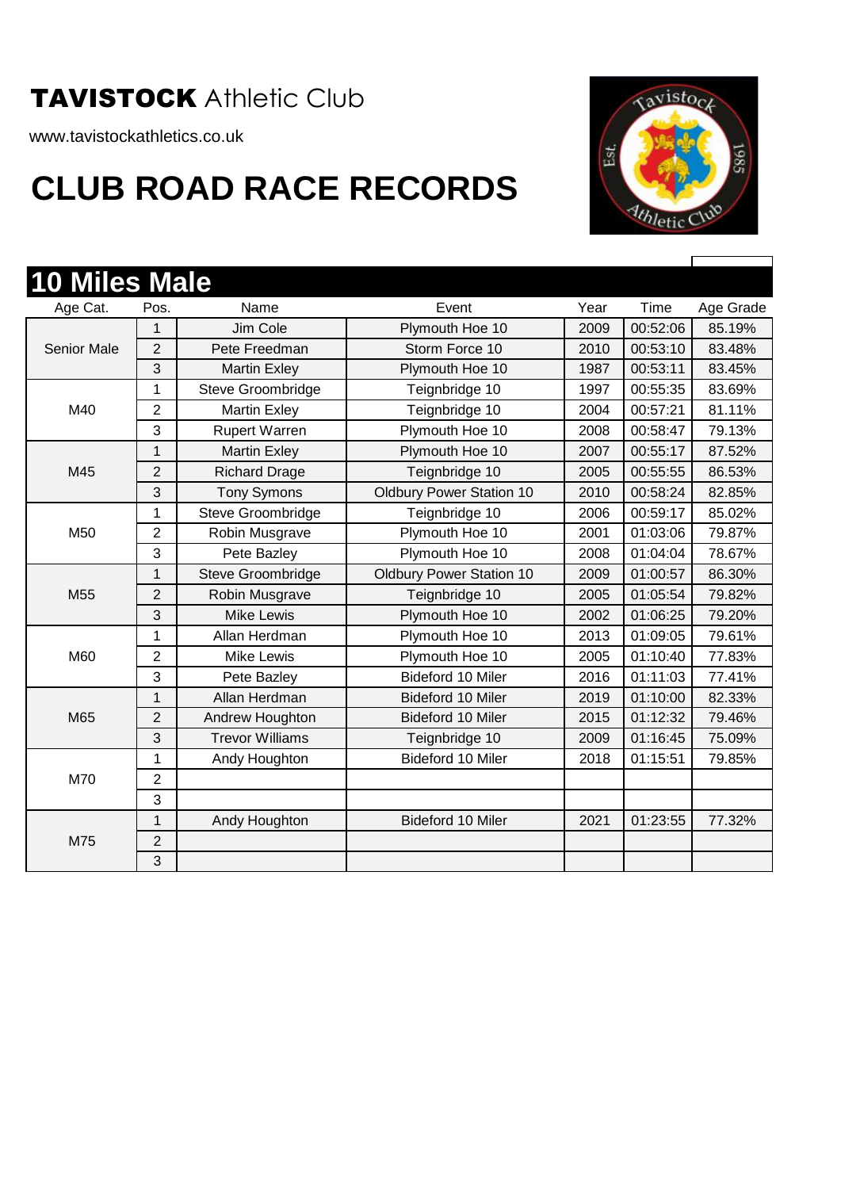**TAVISTOCK** Athletic Club

www.tavistockathletics.co.uk

# CLUB ROAD RACE RECORDS

## 10 Miles Male

| Age Cat. | Pos. | Name | Event | Year | Time | Age Grade |
|---|---|---|---|---|---|---|
| Senior Male | 1 | Jim Cole | Plymouth Hoe 10 | 2009 | 00:52:06 | 85.19% |
| | 2 | Pete Freedman | Storm Force 10 | 2010 | 00:53:10 | 83.48% |
| | 3 | Martin Exley | Plymouth Hoe 10 | 1987 | 00:53:11 | 83.45% |
| M40 | 1 | Steve Groombridge | Teignbridge 10 | 1997 | 00:55:35 | 83.69% |
| | 2 | Martin Exley | Teignbridge 10 | 2004 | 00:57:21 | 81.11% |
| | 3 | Rupert Warren | Plymouth Hoe 10 | 2008 | 00:58:47 | 79.13% |
| M45 | 1 | Martin Exley | Plymouth Hoe 10 | 2007 | 00:55:17 | 87.52% |
| | 2 | Richard Drage | Teignbridge 10 | 2005 | 00:55:55 | 86.53% |
| | 3 | Tony Symons | Oldbury Power Station 10 | 2010 | 00:58:24 | 82.85% |
| M50 | 1 | Steve Groombridge | Teignbridge 10 | 2006 | 00:59:17 | 85.02% |
| | 2 | Robin Musgrave | Plymouth Hoe 10 | 2001 | 01:03:06 | 79.87% |
| | 3 | Pete Bazley | Plymouth Hoe 10 | 2008 | 01:04:04 | 78.67% |
| M55 | 1 | Steve Groombridge | Oldbury Power Station 10 | 2009 | 01:00:57 | 86.30% |
| | 2 | Robin Musgrave | Teignbridge 10 | 2005 | 01:05:54 | 79.82% |
| | 3 | Mike Lewis | Plymouth Hoe 10 | 2002 | 01:06:25 | 79.20% |
| M60 | 1 | Allan Herdman | Plymouth Hoe 10 | 2013 | 01:09:05 | 79.61% |
| | 2 | Mike Lewis | Plymouth Hoe 10 | 2005 | 01:10:40 | 77.83% |
| | 3 | Pete Bazley | Bideford 10 Miler | 2016 | 01:11:03 | 77.41% |
| M65 | 1 | Allan Herdman | Bideford 10 Miler | 2019 | 01:10:00 | 82.33% |
| | 2 | Andrew Houghton | Bideford 10 Miler | 2015 | 01:12:32 | 79.46% |
| | 3 | Trevor Williams | Teignbridge 10 | 2009 | 01:16:45 | 75.09% |
| M70 | 1 | Andy Houghton | Bideford 10 Miler | 2018 | 01:15:51 | 79.85% |
| | 2 | | | | | |
| | 3 | | | | | |
| M75 | 1 | Andy Houghton | Bideford 10 Miler | 2021 | 01:23:55 | 77.32% |
| | 2 | | | | | |
| | 3 | | | | | |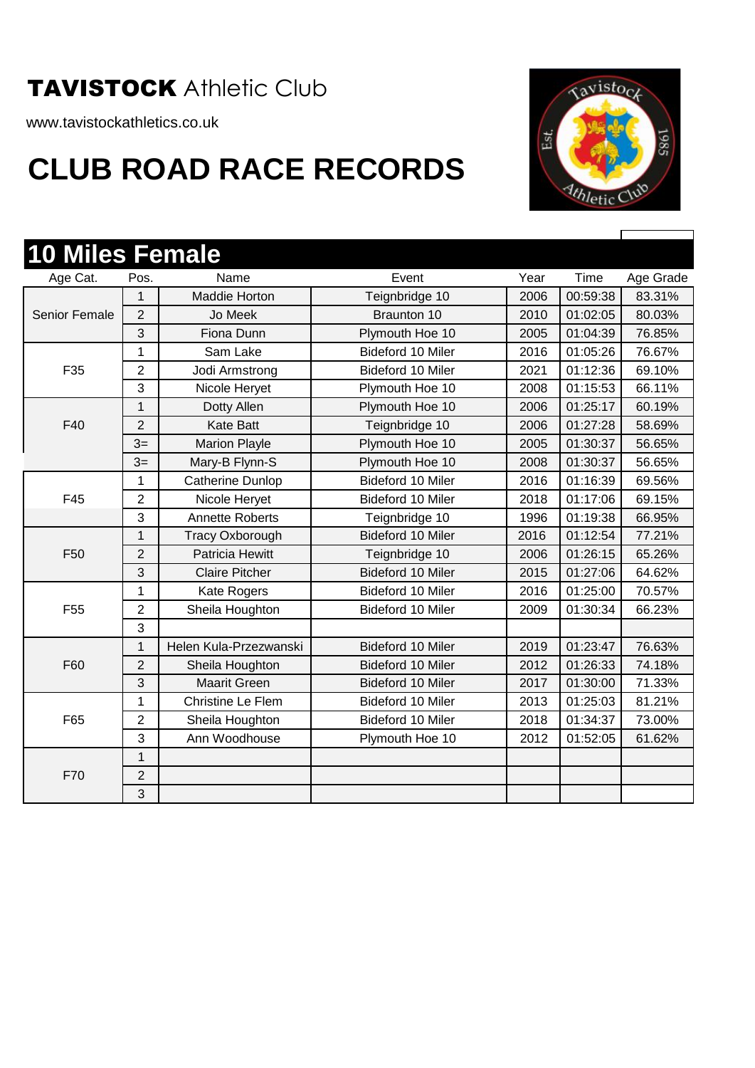# TAVISTOCK Athletic Club

www.tavistockathletics.co.uk

# CLUB ROAD RACE RECORDS

## 10 Miles Female

| Age Cat. | Pos. | Name | Event | Year | Time | Age Grade |
|---|---|---|---|---|---|---|
| Senior Female | 1 | Maddie Horton | Teignbridge 10 | 2006 | 00:59:38 | 83.31% |
| | 2 | Jo Meek | Braunton 10 | 2010 | 01:02:05 | 80.03% |
| | 3 | Fiona Dunn | Plymouth Hoe 10 | 2005 | 01:04:39 | 76.85% |
| F35 | 1 | Sam Lake | Bideford 10 Miler | 2016 | 01:05:26 | 76.67% |
| | 2 | Jodi Armstrong | Bideford 10 Miler | 2021 | 01:12:36 | 69.10% |
| | 3 | Nicole Heryet | Plymouth Hoe 10 | 2008 | 01:15:53 | 66.11% |
| F40 | 1 | Dotty Allen | Plymouth Hoe 10 | 2006 | 01:25:17 | 60.19% |
| | 2 | Kate Batt | Teignbridge 10 | 2006 | 01:27:28 | 58.69% |
| | 3= | Marion Playle | Plymouth Hoe 10 | 2005 | 01:30:37 | 56.65% |
| | 3= | Mary-B Flynn-S | Plymouth Hoe 10 | 2008 | 01:30:37 | 56.65% |
| F45 | 1 | Catherine Dunlop | Bideford 10 Miler | 2016 | 01:16:39 | 69.56% |
| | 2 | Nicole Heryet | Bideford 10 Miler | 2018 | 01:17:06 | 69.15% |
| | 3 | Annette Roberts | Teignbridge 10 | 1996 | 01:19:38 | 66.95% |
| F50 | 1 | Tracy Oxborough | Bideford 10 Miler | 2016 | 01:12:54 | 77.21% |
| | 2 | Patricia Hewitt | Teignbridge 10 | 2006 | 01:26:15 | 65.26% |
| | 3 | Claire Pitcher | Bideford 10 Miler | 2015 | 01:27:06 | 64.62% |
| F55 | 1 | Kate Rogers | Bideford 10 Miler | 2016 | 01:25:00 | 70.57% |
| | 2 | Sheila Houghton | Bideford 10 Miler | 2009 | 01:30:34 | 66.23% |
| | 3 | | | | | |
| F60 | 1 | Helen Kula-Przezwanski | Bideford 10 Miler | 2019 | 01:23:47 | 76.63% |
| | 2 | Sheila Houghton | Bideford 10 Miler | 2012 | 01:26:33 | 74.18% |
| | 3 | Maarit Green | Bideford 10 Miler | 2017 | 01:30:00 | 71.33% |
| F65 | 1 | Christine Le Flem | Bideford 10 Miler | 2013 | 01:25:03 | 81.21% |
| | 2 | Sheila Houghton | Bideford 10 Miler | 2018 | 01:34:37 | 73.00% |
| | 3 | Ann Woodhouse | Plymouth Hoe 10 | 2012 | 01:52:05 | 61.62% |
| F70 | 1 | | | | | |
| | 2 | | | | | |
| | 3 | | | | | |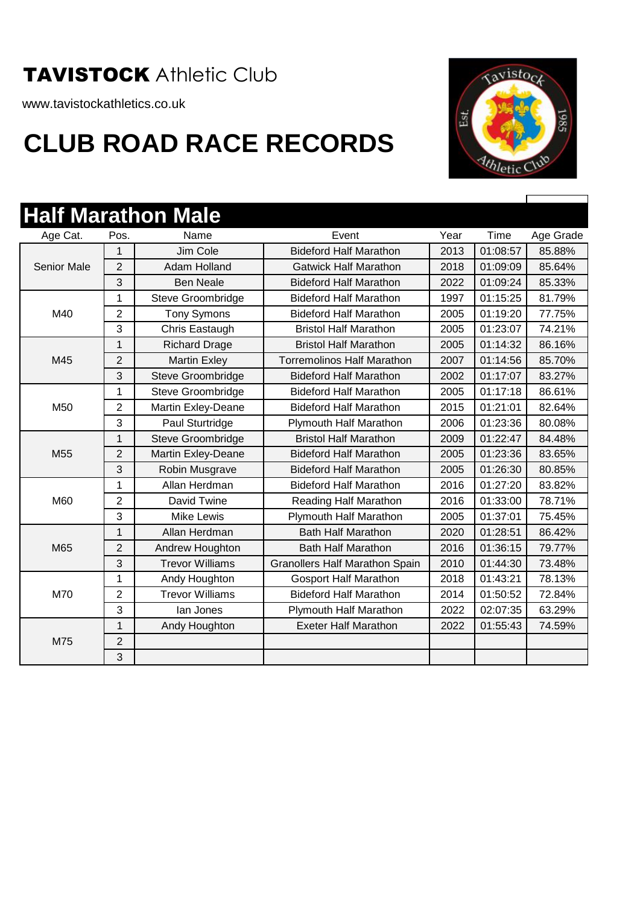**TAVISTOCK** Athletic Club

www.tavistockathletics.co.uk

# CLUB ROAD RACE RECORDS

## Half Marathon Male

| Age Cat. | Pos. | Name | Event | Year | Time | Age Grade |
|---|---|---|---|---|---|---|
| Senior Male | 1 | Jim Cole | Bideford Half Marathon | 2013 | 01:08:57 | 85.88% |
| | 2 | Adam Holland | Gatwick Half Marathon | 2018 | 01:09:09 | 85.64% |
| | 3 | Ben Neale | Bideford Half Marathon | 2022 | 01:09:24 | 85.33% |
| M40 | 1 | Steve Groombridge | Bideford Half Marathon | 1997 | 01:15:25 | 81.79% |
| | 2 | Tony Symons | Bideford Half Marathon | 2005 | 01:19:20 | 77.75% |
| | 3 | Chris Eastaugh | Bristol Half Marathon | 2005 | 01:23:07 | 74.21% |
| M45 | 1 | Richard Drage | Bristol Half Marathon | 2005 | 01:14:32 | 86.16% |
| | 2 | Martin Exley | Torremolinos Half Marathon | 2007 | 01:14:56 | 85.70% |
| | 3 | Steve Groombridge | Bideford Half Marathon | 2002 | 01:17:07 | 83.27% |
| M50 | 1 | Steve Groombridge | Bideford Half Marathon | 2005 | 01:17:18 | 86.61% |
| | 2 | Martin Exley-Deane | Bideford Half Marathon | 2015 | 01:21:01 | 82.64% |
| | 3 | Paul Sturtridge | Plymouth Half Marathon | 2006 | 01:23:36 | 80.08% |
| M55 | 1 | Steve Groombridge | Bristol Half Marathon | 2009 | 01:22:47 | 84.48% |
| | 2 | Martin Exley-Deane | Bideford Half Marathon | 2005 | 01:23:36 | 83.65% |
| | 3 | Robin Musgrave | Bideford Half Marathon | 2005 | 01:26:30 | 80.85% |
| M60 | 1 | Allan Herdman | Bideford Half Marathon | 2016 | 01:27:20 | 83.82% |
| | 2 | David Twine | Reading Half Marathon | 2016 | 01:33:00 | 78.71% |
| | 3 | Mike Lewis | Plymouth Half Marathon | 2005 | 01:37:01 | 75.45% |
| M65 | 1 | Allan Herdman | Bath Half Marathon | 2020 | 01:28:51 | 86.42% |
| | 2 | Andrew Houghton | Bath Half Marathon | 2016 | 01:36:15 | 79.77% |
| | 3 | Trevor Williams | Granollers Half Marathon Spain | 2010 | 01:44:30 | 73.48% |
| M70 | 1 | Andy Houghton | Gosport Half Marathon | 2018 | 01:43:21 | 78.13% |
| | 2 | Trevor Williams | Bideford Half Marathon | 2014 | 01:50:52 | 72.84% |
| | 3 | Ian Jones | Plymouth Half Marathon | 2022 | 02:07:35 | 63.29% |
| M75 | 1 | Andy Houghton | Exeter Half Marathon | 2022 | 01:55:43 | 74.59% |
| | 2 | | | | | |
| | 3 | | | | | |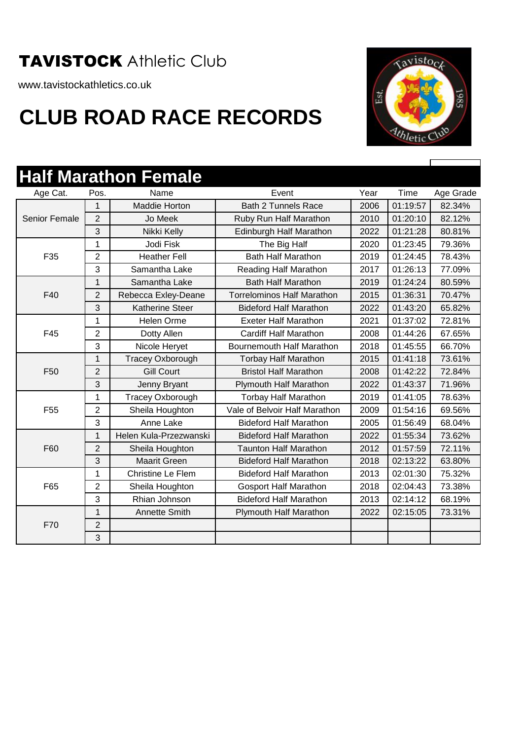**TAVISTOCK** Athletic Club

www.tavistockathletics.co.uk

# CLUB ROAD RACE RECORDS

## Half Marathon Female

| Age Cat. | Pos. | Name | Event | Year | Time | Age Grade |
|---|---|---|---|---|---|---|
| Senior Female | 1 | Maddie Horton | Bath 2 Tunnels Race | 2006 | 01:19:57 | 82.34% |
| | 2 | Jo Meek | Ruby Run Half Marathon | 2010 | 01:20:10 | 82.12% |
| | 3 | Nikki Kelly | Edinburgh Half Marathon | 2022 | 01:21:28 | 80.81% |
| F35 | 1 | Jodi Fisk | The Big Half | 2020 | 01:23:45 | 79.36% |
| | 2 | Heather Fell | Bath Half Marathon | 2019 | 01:24:45 | 78.43% |
| | 3 | Samantha Lake | Reading Half Marathon | 2017 | 01:26:13 | 77.09% |
| F40 | 1 | Samantha Lake | Bath Half Marathon | 2019 | 01:24:24 | 80.59% |
| | 2 | Rebecca Exley-Deane | Torrelominos Half Marathon | 2015 | 01:36:31 | 70.47% |
| | 3 | Katherine Steer | Bideford Half Marathon | 2022 | 01:43:20 | 65.82% |
| F45 | 1 | Helen Orme | Exeter Half Marathon | 2021 | 01:37:02 | 72.81% |
| | 2 | Dotty Allen | Cardiff Half Marathon | 2008 | 01:44:26 | 67.65% |
| | 3 | Nicole Heryet | Bournemouth Half Marathon | 2018 | 01:45:55 | 66.70% |
| F50 | 1 | Tracey Oxborough | Torbay Half Marathon | 2015 | 01:41:18 | 73.61% |
| | 2 | Gill Court | Bristol Half Marathon | 2008 | 01:42:22 | 72.84% |
| | 3 | Jenny Bryant | Plymouth Half Marathon | 2022 | 01:43:37 | 71.96% |
| F55 | 1 | Tracey Oxborough | Torbay Half Marathon | 2019 | 01:41:05 | 78.63% |
| | 2 | Sheila Houghton | Vale of Belvoir Half Marathon | 2009 | 01:54:16 | 69.56% |
| | 3 | Anne Lake | Bideford Half Marathon | 2005 | 01:56:49 | 68.04% |
| F60 | 1 | Helen Kula-Przezwanski | Bideford Half Marathon | 2022 | 01:55:34 | 73.62% |
| | 2 | Sheila Houghton | Taunton Half Marathon | 2012 | 01:57:59 | 72.11% |
| | 3 | Maarit Green | Bideford Half Marathon | 2018 | 02:13:22 | 63.80% |
| F65 | 1 | Christine Le Flem | Bideford Half Marathon | 2013 | 02:01:30 | 75.32% |
| | 2 | Sheila Houghton | Gosport Half Marathon | 2018 | 02:04:43 | 73.38% |
| | 3 | Rhian Johnson | Bideford Half Marathon | 2013 | 02:14:12 | 68.19% |
| F70 | 1 | Annette Smith | Plymouth Half Marathon | 2022 | 02:15:05 | 73.31% |
| | 2 | | | | | |
| | 3 | | | | | |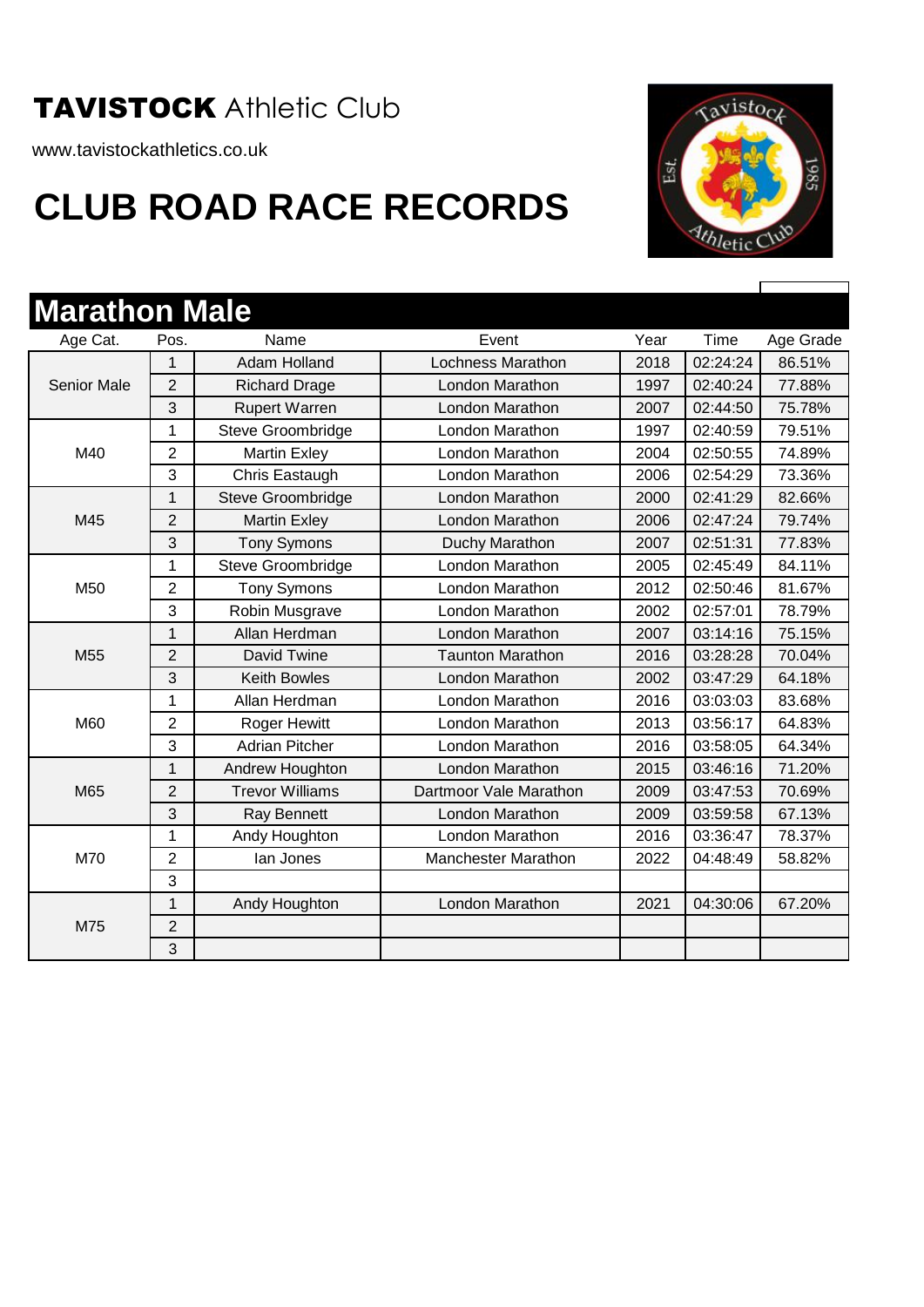**TAVISTOCK** Athletic Club

www.tavistockathletics.co.uk

# CLUB ROAD RACE RECORDS

## Marathon Male

| Age Cat. | Pos. | Name | Event | Year | Time | Age Grade |
|---|---|---|---|---|---|---|
| Senior Male | 1 | Adam Holland | Lochness Marathon | 2018 | 02:24:24 | 86.51% |
| | 2 | Richard Drage | London Marathon | 1997 | 02:40:24 | 77.88% |
| | 3 | Rupert Warren | London Marathon | 2007 | 02:44:50 | 75.78% |
| M40 | 1 | Steve Groombridge | London Marathon | 1997 | 02:40:59 | 79.51% |
| | 2 | Martin Exley | London Marathon | 2004 | 02:50:55 | 74.89% |
| | 3 | Chris Eastaugh | London Marathon | 2006 | 02:54:29 | 73.36% |
| M45 | 1 | Steve Groombridge | London Marathon | 2000 | 02:41:29 | 82.66% |
| | 2 | Martin Exley | London Marathon | 2006 | 02:47:24 | 79.74% |
| | 3 | Tony Symons | Duchy Marathon | 2007 | 02:51:31 | 77.83% |
| M50 | 1 | Steve Groombridge | London Marathon | 2005 | 02:45:49 | 84.11% |
| | 2 | Tony Symons | London Marathon | 2012 | 02:50:46 | 81.67% |
| | 3 | Robin Musgrave | London Marathon | 2002 | 02:57:01 | 78.79% |
| M55 | 1 | Allan Herdman | London Marathon | 2007 | 03:14:16 | 75.15% |
| | 2 | David Twine | Taunton Marathon | 2016 | 03:28:28 | 70.04% |
| | 3 | Keith Bowles | London Marathon | 2002 | 03:47:29 | 64.18% |
| M60 | 1 | Allan Herdman | London Marathon | 2016 | 03:03:03 | 83.68% |
| | 2 | Roger Hewitt | London Marathon | 2013 | 03:56:17 | 64.83% |
| | 3 | Adrian Pitcher | London Marathon | 2016 | 03:58:05 | 64.34% |
| M65 | 1 | Andrew Houghton | London Marathon | 2015 | 03:46:16 | 71.20% |
| | 2 | Trevor Williams | Dartmoor Vale Marathon | 2009 | 03:47:53 | 70.69% |
| | 3 | Ray Bennett | London Marathon | 2009 | 03:59:58 | 67.13% |
| M70 | 1 | Andy Houghton | London Marathon | 2016 | 03:36:47 | 78.37% |
| | 2 | Ian Jones | Manchester Marathon | 2022 | 04:48:49 | 58.82% |
| | 3 | | | | | |
| M75 | 1 | Andy Houghton | London Marathon | 2021 | 04:30:06 | 67.20% |
| | 2 | | | | | |
| | 3 | | | | | |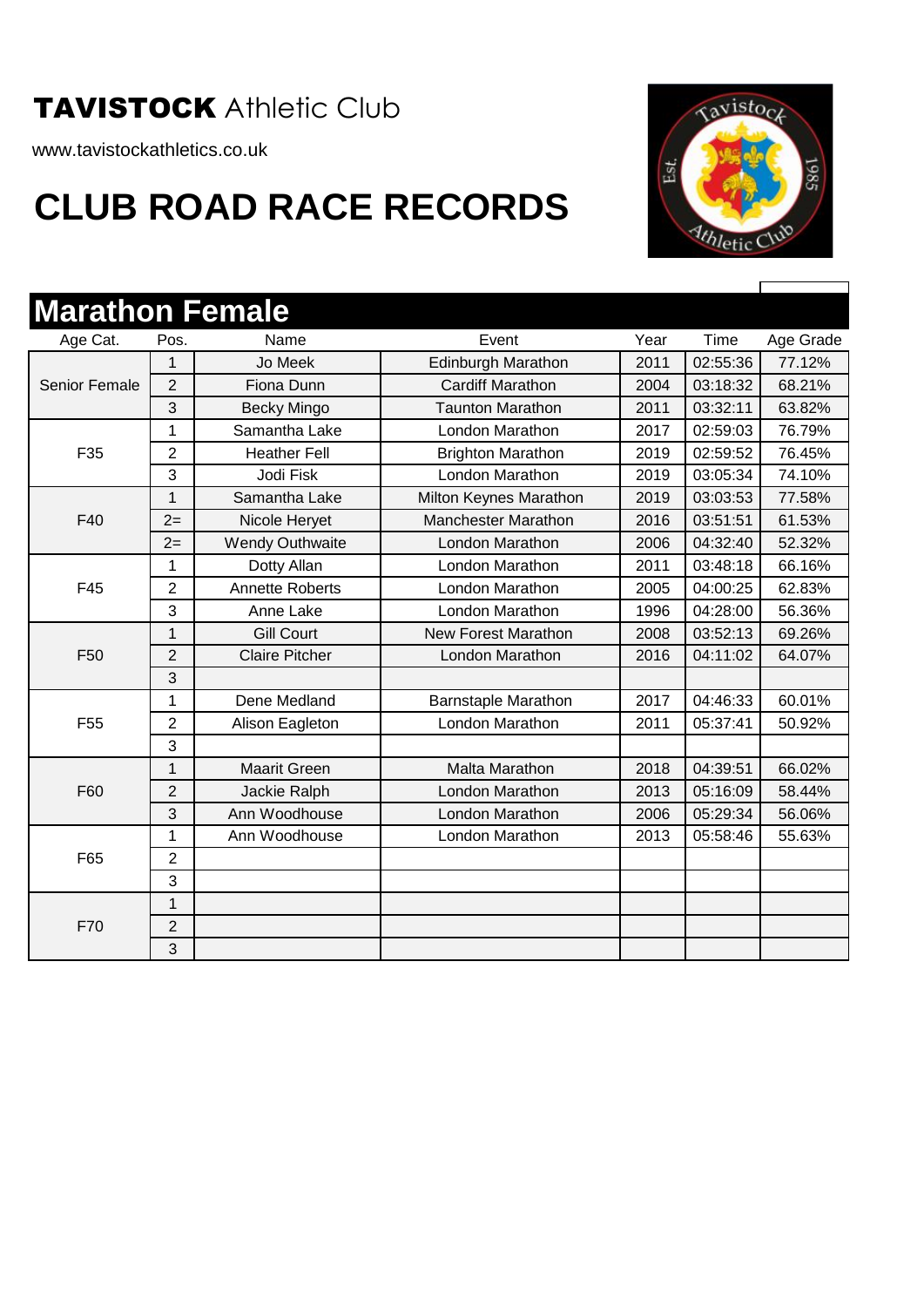**TAVISTOCK** Athletic Club

www.tavistockathletics.co.uk

# CLUB ROAD RACE RECORDS

## Marathon Female

| Age Cat. | Pos. | Name | Event | Year | Time | Age Grade |
|---|---|---|---|---|---|---|
| Senior Female | 1 | Jo Meek | Edinburgh Marathon | 2011 | 02:55:36 | 77.12% |
| | 2 | Fiona Dunn | Cardiff Marathon | 2004 | 03:18:32 | 68.21% |
| | 3 | Becky Mingo | Taunton Marathon | 2011 | 03:32:11 | 63.82% |
| F35 | 1 | Samantha Lake | London Marathon | 2017 | 02:59:03 | 76.79% |
| | 2 | Heather Fell | Brighton Marathon | 2019 | 02:59:52 | 76.45% |
| | 3 | Jodi Fisk | London Marathon | 2019 | 03:05:34 | 74.10% |
| F40 | 1 | Samantha Lake | Milton Keynes Marathon | 2019 | 03:03:53 | 77.58% |
| | 2= | Nicole Heryet | Manchester Marathon | 2016 | 03:51:51 | 61.53% |
| | 2= | Wendy Outhwaite | London Marathon | 2006 | 04:32:40 | 52.32% |
| F45 | 1 | Dotty Allan | London Marathon | 2011 | 03:48:18 | 66.16% |
| | 2 | Annette Roberts | London Marathon | 2005 | 04:00:25 | 62.83% |
| | 3 | Anne Lake | London Marathon | 1996 | 04:28:00 | 56.36% |
| F50 | 1 | Gill Court | New Forest Marathon | 2008 | 03:52:13 | 69.26% |
| | 2 | Claire Pitcher | London Marathon | 2016 | 04:11:02 | 64.07% |
| | 3 | | | | | |
| F55 | 1 | Dene Medland | Barnstaple Marathon | 2017 | 04:46:33 | 60.01% |
| | 2 | Alison Eagleton | London Marathon | 2011 | 05:37:41 | 50.92% |
| | 3 | | | | | |
| F60 | 1 | Maarit Green | Malta Marathon | 2018 | 04:39:51 | 66.02% |
| | 2 | Jackie Ralph | London Marathon | 2013 | 05:16:09 | 58.44% |
| | 3 | Ann Woodhouse | London Marathon | 2006 | 05:29:34 | 56.06% |
| F65 | 1 | Ann Woodhouse | London Marathon | 2013 | 05:58:46 | 55.63% |
| | 2 | | | | | |
| | 3 | | | | | |
| F70 | 1 | | | | | |
| | 2 | | | | | |
| | 3 | | | | | |